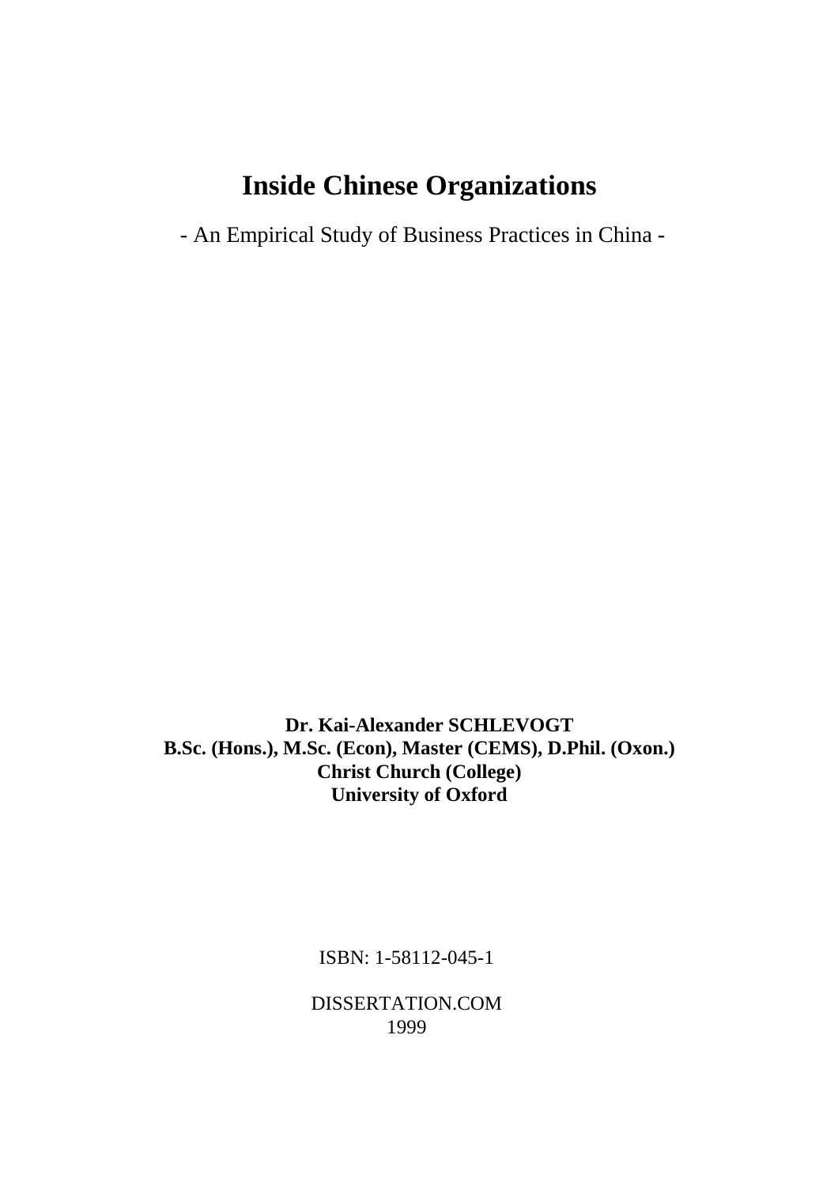# Inside Chinese Organizations

- An Empirical Study of Business Practices in China -

**Dr. Kai-Alexander SCHLEVOGT**
**B.Sc. (Hons.), M.Sc. (Econ), Master (CEMS), D.Phil. (Oxon.)**
**Christ Church (College)**
**University of Oxford**

ISBN: 1-58112-045-1

DISSERTATION.COM
1999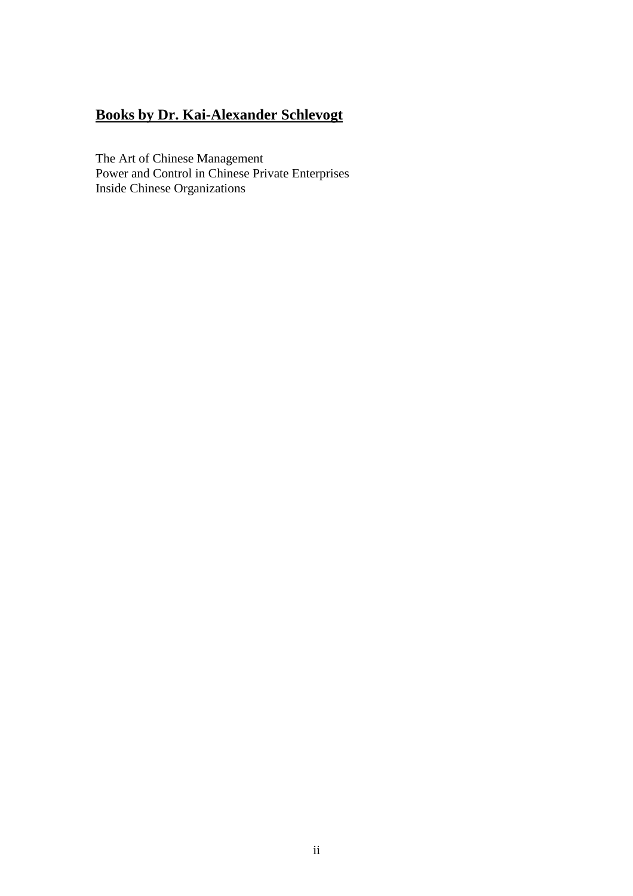## **Books by Dr. Kai-Alexander Schlevogt**

The Art of Chinese Management
Power and Control in Chinese Private Enterprises
Inside Chinese Organizations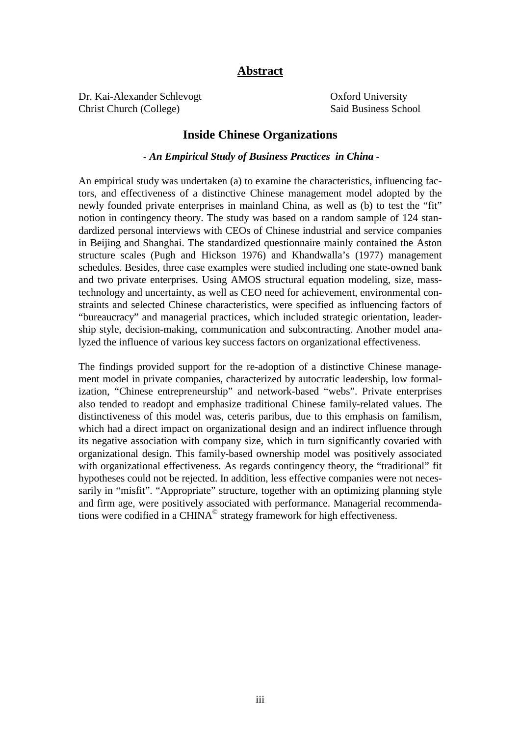# Abstract

Dr. Kai-Alexander Schlevogt
Christ Church (College)

Oxford University
Said Business School

## Inside Chinese Organizations

***- An Empirical Study of Business Practices in China -***

An empirical study was undertaken (a) to examine the characteristics, influencing factors, and effectiveness of a distinctive Chinese management model adopted by the newly founded private enterprises in mainland China, as well as (b) to test the "fit" notion in contingency theory. The study was based on a random sample of 124 standardized personal interviews with CEOs of Chinese industrial and service companies in Beijing and Shanghai. The standardized questionnaire mainly contained the Aston structure scales (Pugh and Hickson 1976) and Khandwalla's (1977) management schedules. Besides, three case examples were studied including one state-owned bank and two private enterprises. Using AMOS structural equation modeling, size, mass-technology and uncertainty, as well as CEO need for achievement, environmental constraints and selected Chinese characteristics, were specified as influencing factors of "bureaucracy" and managerial practices, which included strategic orientation, leadership style, decision-making, communication and subcontracting. Another model analyzed the influence of various key success factors on organizational effectiveness.

The findings provided support for the re-adoption of a distinctive Chinese management model in private companies, characterized by autocratic leadership, low formalization, "Chinese entrepreneurship" and network-based "webs". Private enterprises also tended to readopt and emphasize traditional Chinese family-related values. The distinctiveness of this model was, ceteris paribus, due to this emphasis on familism, which had a direct impact on organizational design and an indirect influence through its negative association with company size, which in turn significantly covaried with organizational design. This family-based ownership model was positively associated with organizational effectiveness. As regards contingency theory, the "traditional" fit hypotheses could not be rejected. In addition, less effective companies were not necessarily in "misfit". "Appropriate" structure, together with an optimizing planning style and firm age, were positively associated with performance. Managerial recommendations were codified in a CHINA© strategy framework for high effectiveness.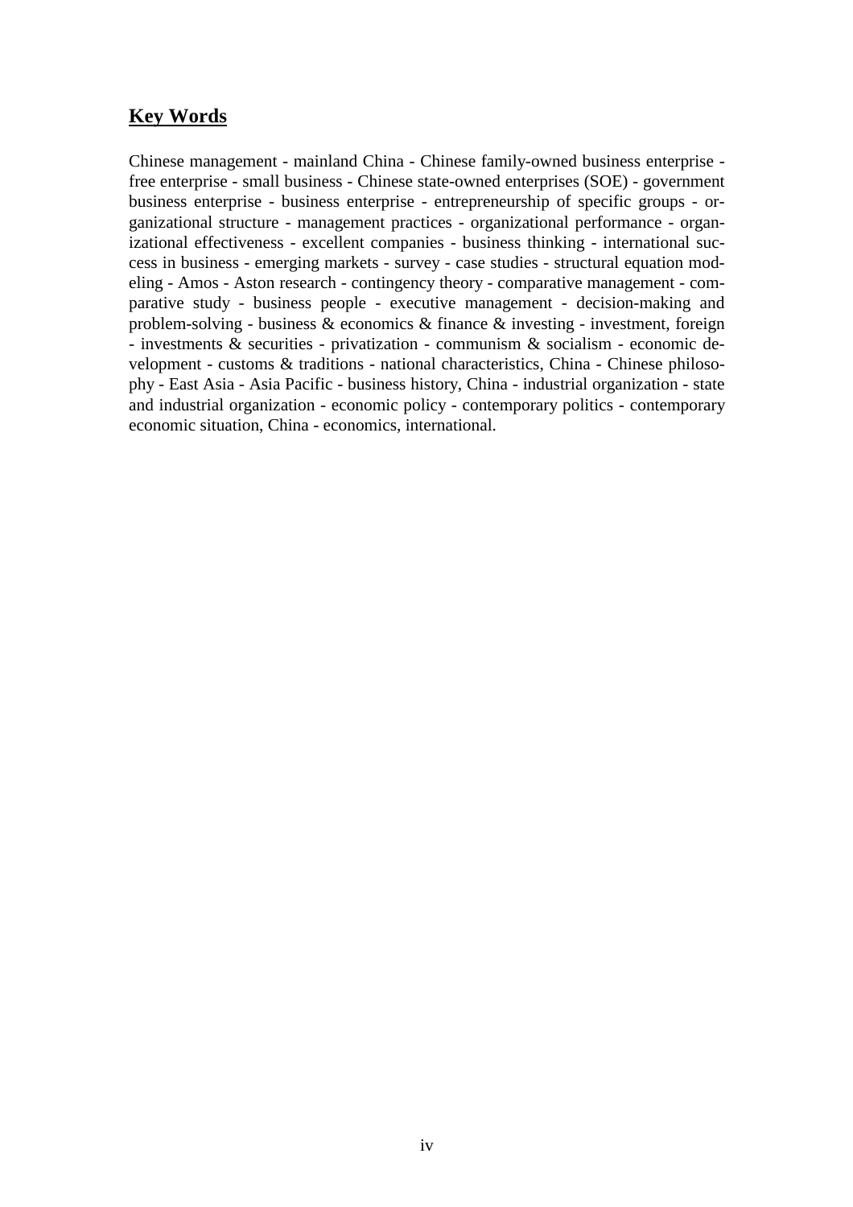## Key Words

Chinese management - mainland China - Chinese family-owned business enterprise - free enterprise - small business - Chinese state-owned enterprises (SOE) - government business enterprise - business enterprise - entrepreneurship of specific groups - organizational structure - management practices - organizational performance - organizational effectiveness - excellent companies - business thinking - international success in business - emerging markets - survey - case studies - structural equation modeling - Amos - Aston research - contingency theory - comparative management - comparative study - business people - executive management - decision-making and problem-solving - business & economics & finance & investing - investment, foreign - investments & securities - privatization - communism & socialism - economic development - customs & traditions - national characteristics, China - Chinese philosophy - East Asia - Asia Pacific - business history, China - industrial organization - state and industrial organization - economic policy - contemporary politics - contemporary economic situation, China - economics, international.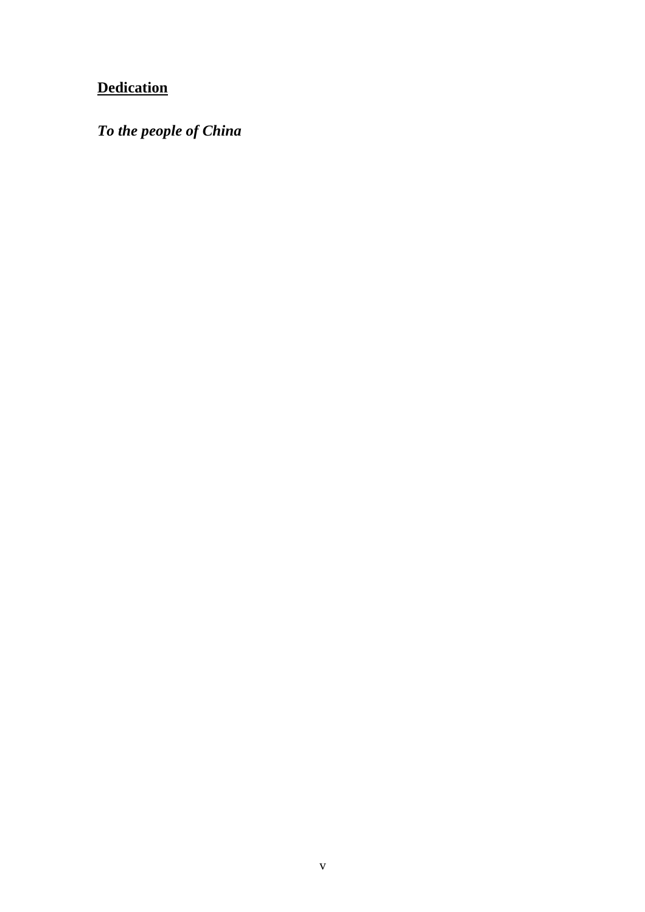## Dedication

***To the people of China***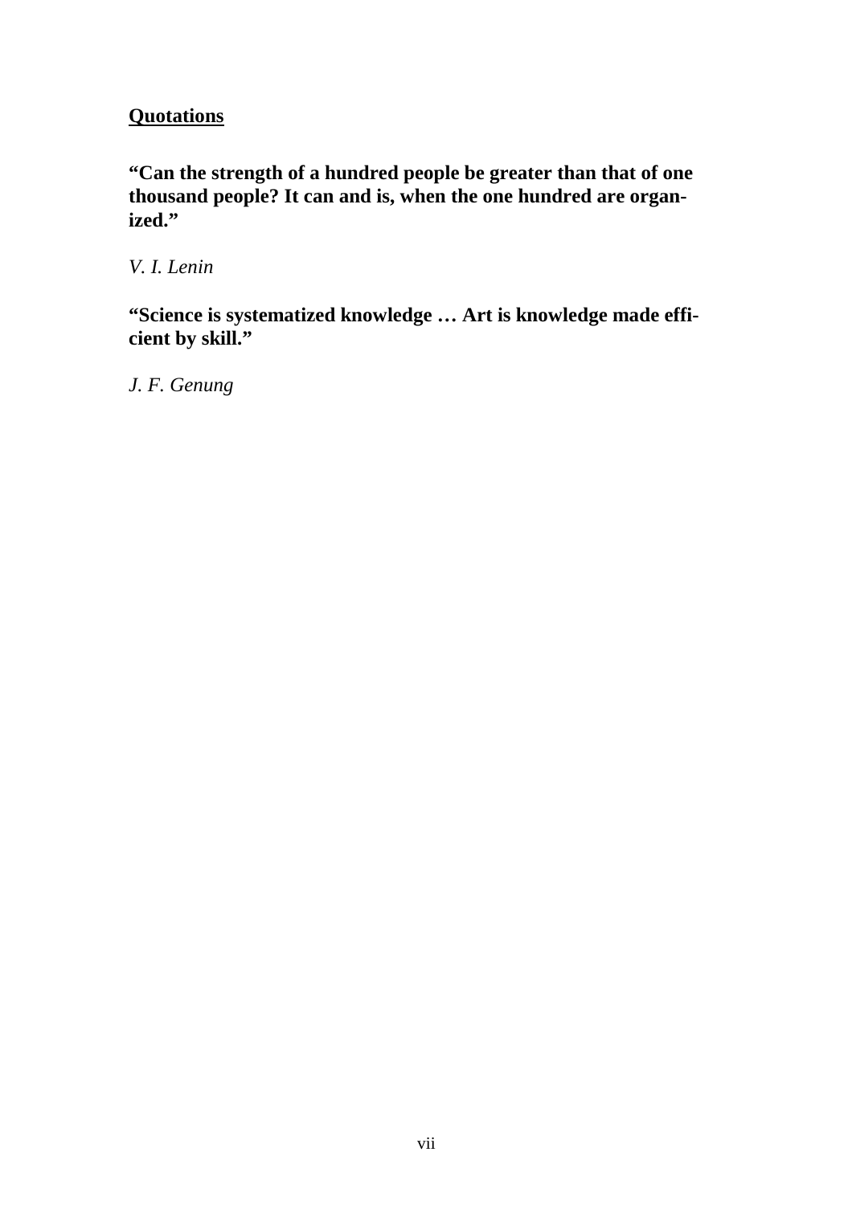## Quotations

**"Can the strength of a hundred people be greater than that of one thousand people? It can and is, when the one hundred are organized."**

*V. I. Lenin*

**"Science is systematized knowledge … Art is knowledge made efficient by skill."**

*J. F. Genung*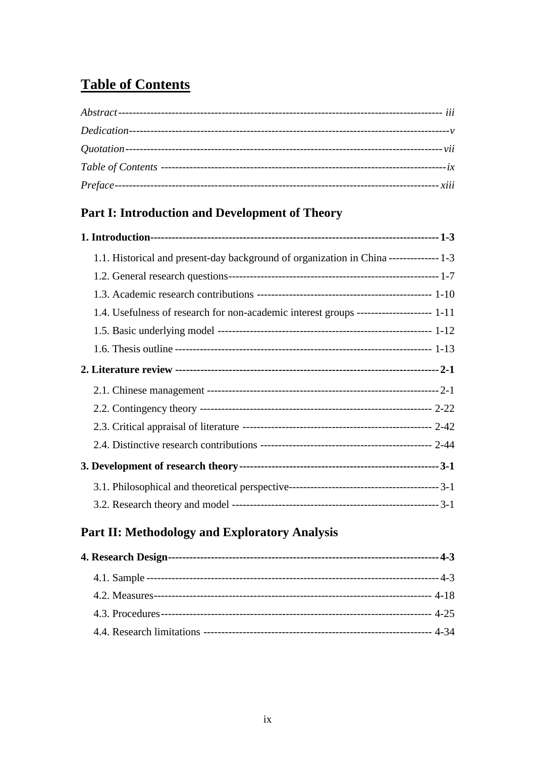# Table of Contents

*Abstract* ---------------------------------------------------------------------------------------- *iii*
*Dedication* --------------------------------------------------------------------------------------- *v*
*Quotation* --------------------------------------------------------------------------------------- *vii*
*Table of Contents* ------------------------------------------------------------------------------- *ix*
*Preface* ----------------------------------------------------------------------------------------- *xiii*

## Part I: Introduction and Development of Theory

**1. Introduction ----------------------------------------------------------------------------- 1-3**

1.1. Historical and present-day background of organization in China -------------- 1-3
1.2. General research questions ----------------------------------------------------------- 1-7
1.3. Academic research contributions ------------------------------------------------ 1-10
1.4. Usefulness of research for non-academic interest groups --------------------- 1-11
1.5. Basic underlying model ----------------------------------------------------------- 1-12
1.6. Thesis outline ------------------------------------------------------------------------ 1-13

**2. Literature review ------------------------------------------------------------------------- 2-1**

2.1. Chinese management ------------------------------------------------------------------ 2-1
2.2. Contingency theory ---------------------------------------------------------------- 2-22
2.3. Critical appraisal of literature ------------------------------------------------- 2-42
2.4. Distinctive research contributions ---------------------------------------------- 2-44

**3. Development of research theory -------------------------------------------------------- 3-1**

3.1. Philosophical and theoretical perspective ----------------------------------------- 3-1
3.2. Research theory and model -------------------------------------------------------- 3-1

## Part II: Methodology and Exploratory Analysis

**4. Research Design --------------------------------------------------------------------------- 4-3**

4.1. Sample ------------------------------------------------------------------------------- 4-3
4.2. Measures ---------------------------------------------------------------------------- 4-18
4.3. Procedures -------------------------------------------------------------------------- 4-25
4.4. Research limitations ----------------------------------------------------------------- 4-34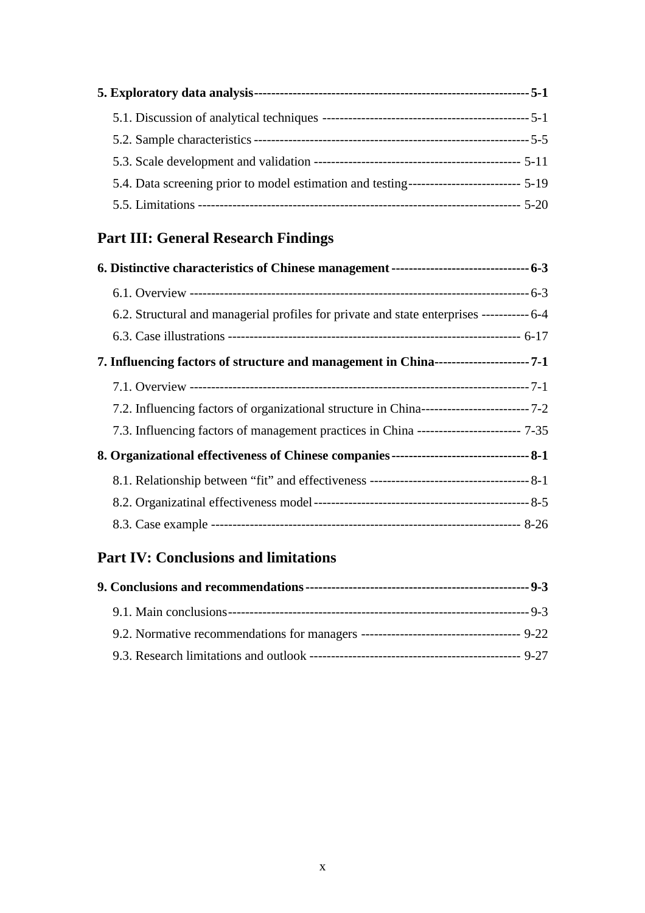**5. Exploratory data analysis ---------------------------------------------------------------- 5-1**

5.1. Discussion of analytical techniques ------------------------------------------------ 5-1

5.2. Sample characteristics ---------------------------------------------------------------- 5-5

5.3. Scale development and validation ----------------------------------------------- 5-11

5.4. Data screening prior to model estimation and testing -------------------------- 5-19

5.5. Limitations ------------------------------------------------------------------------- 5-20

## Part III: General Research Findings

**6. Distinctive characteristics of Chinese management ------------------------------- 6-3**

6.1. Overview ------------------------------------------------------------------------------- 6-3

6.2. Structural and managerial profiles for private and state enterprises ----------- 6-4

6.3. Case illustrations ------------------------------------------------------------------ 6-17

**7. Influencing factors of structure and management in China --------------------- 7-1**

7.1. Overview ------------------------------------------------------------------------------- 7-1

7.2. Influencing factors of organizational structure in China ------------------------- 7-2

7.3. Influencing factors of management practices in China ------------------------ 7-35

**8. Organizational effectiveness of Chinese companies ------------------------------- 8-1**

8.1. Relationship between “fit” and effectiveness ------------------------------------- 8-1

8.2. Organizatinal effectiveness model -------------------------------------------------- 8-5

8.3. Case example ------------------------------------------------------------------------ 8-26

## Part IV: Conclusions and limitations

**9. Conclusions and recommendations -------------------------------------------------- 9-3**

9.1. Main conclusions ------------------------------------------------------------------- 9-3

9.2. Normative recommendations for managers ------------------------------------ 9-22

9.3. Research limitations and outlook ------------------------------------------------ 9-27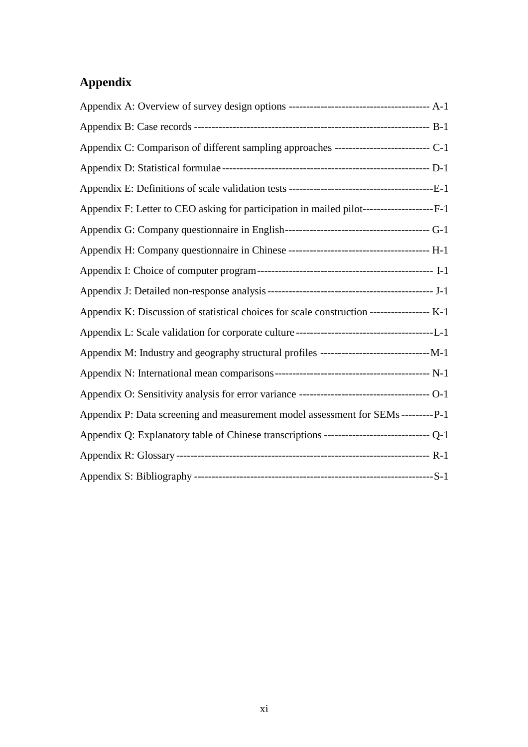## Appendix

Appendix A: Overview of survey design options --------------------------------------- A-1

Appendix B: Case records ------------------------------------------------------------------ B-1

Appendix C: Comparison of different sampling approaches --------------------------- C-1

Appendix D: Statistical formulae ---------------------------------------------------------- D-1

Appendix E: Definitions of scale validation tests ----------------------------------------E-1

Appendix F: Letter to CEO asking for participation in mailed pilot--------------------F-1

Appendix G: Company questionnaire in English----------------------------------------- G-1

Appendix H: Company questionnaire in Chinese ---------------------------------------- H-1

Appendix I: Choice of computer program-------------------------------------------------- I-1

Appendix J: Detailed non-response analysis ----------------------------------------------- J-1

Appendix K: Discussion of statistical choices for scale construction ----------------- K-1

Appendix L: Scale validation for corporate culture ---------------------------------------L-1

Appendix M: Industry and geography structural profiles -------------------------------M-1

Appendix N: International mean comparisons-------------------------------------------- N-1

Appendix O: Sensitivity analysis for error variance ------------------------------------- O-1

Appendix P: Data screening and measurement model assessment for SEMs ---------P-1

Appendix Q: Explanatory table of Chinese transcriptions ------------------------------ Q-1

Appendix R: Glossary ----------------------------------------------------------------------- R-1

Appendix S: Bibliography -------------------------------------------------------------------S-1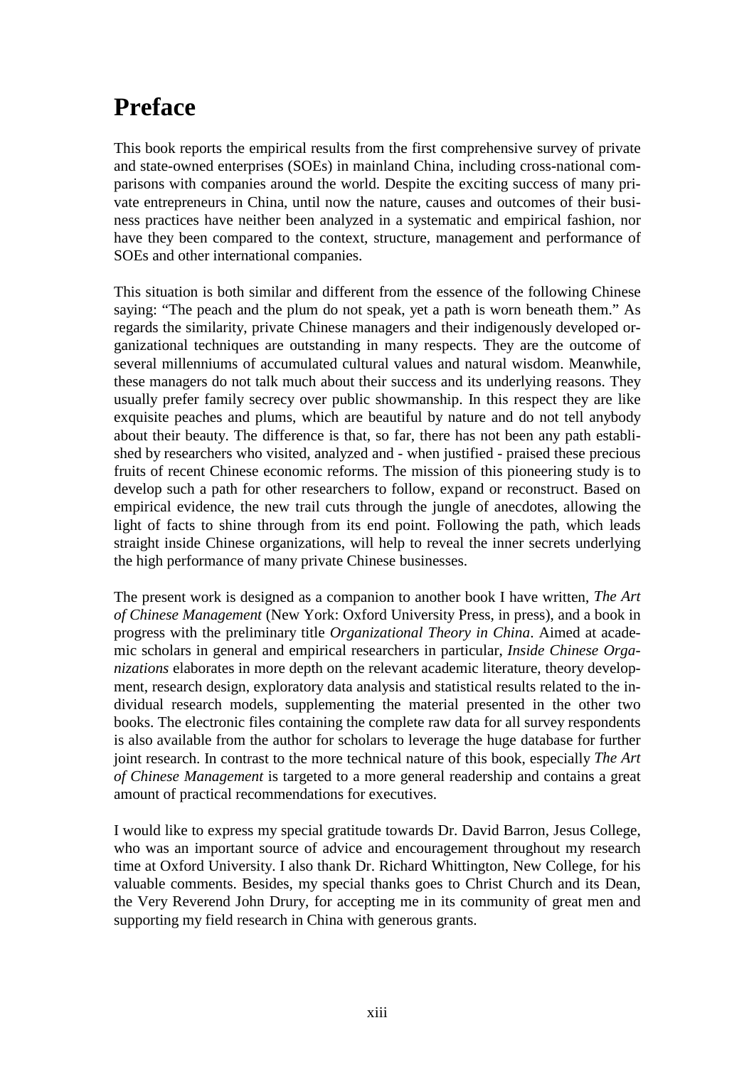# Preface

This book reports the empirical results from the first comprehensive survey of private and state-owned enterprises (SOEs) in mainland China, including cross-national comparisons with companies around the world. Despite the exciting success of many private entrepreneurs in China, until now the nature, causes and outcomes of their business practices have neither been analyzed in a systematic and empirical fashion, nor have they been compared to the context, structure, management and performance of SOEs and other international companies.

This situation is both similar and different from the essence of the following Chinese saying: "The peach and the plum do not speak, yet a path is worn beneath them." As regards the similarity, private Chinese managers and their indigenously developed organizational techniques are outstanding in many respects. They are the outcome of several millenniums of accumulated cultural values and natural wisdom. Meanwhile, these managers do not talk much about their success and its underlying reasons. They usually prefer family secrecy over public showmanship. In this respect they are like exquisite peaches and plums, which are beautiful by nature and do not tell anybody about their beauty. The difference is that, so far, there has not been any path established by researchers who visited, analyzed and - when justified - praised these precious fruits of recent Chinese economic reforms. The mission of this pioneering study is to develop such a path for other researchers to follow, expand or reconstruct. Based on empirical evidence, the new trail cuts through the jungle of anecdotes, allowing the light of facts to shine through from its end point. Following the path, which leads straight inside Chinese organizations, will help to reveal the inner secrets underlying the high performance of many private Chinese businesses.

The present work is designed as a companion to another book I have written, *The Art of Chinese Management* (New York: Oxford University Press, in press), and a book in progress with the preliminary title *Organizational Theory in China*. Aimed at academic scholars in general and empirical researchers in particular, *Inside Chinese Organizations* elaborates in more depth on the relevant academic literature, theory development, research design, exploratory data analysis and statistical results related to the individual research models, supplementing the material presented in the other two books. The electronic files containing the complete raw data for all survey respondents is also available from the author for scholars to leverage the huge database for further joint research. In contrast to the more technical nature of this book, especially *The Art of Chinese Management* is targeted to a more general readership and contains a great amount of practical recommendations for executives.

I would like to express my special gratitude towards Dr. David Barron, Jesus College, who was an important source of advice and encouragement throughout my research time at Oxford University. I also thank Dr. Richard Whittington, New College, for his valuable comments. Besides, my special thanks goes to Christ Church and its Dean, the Very Reverend John Drury, for accepting me in its community of great men and supporting my field research in China with generous grants.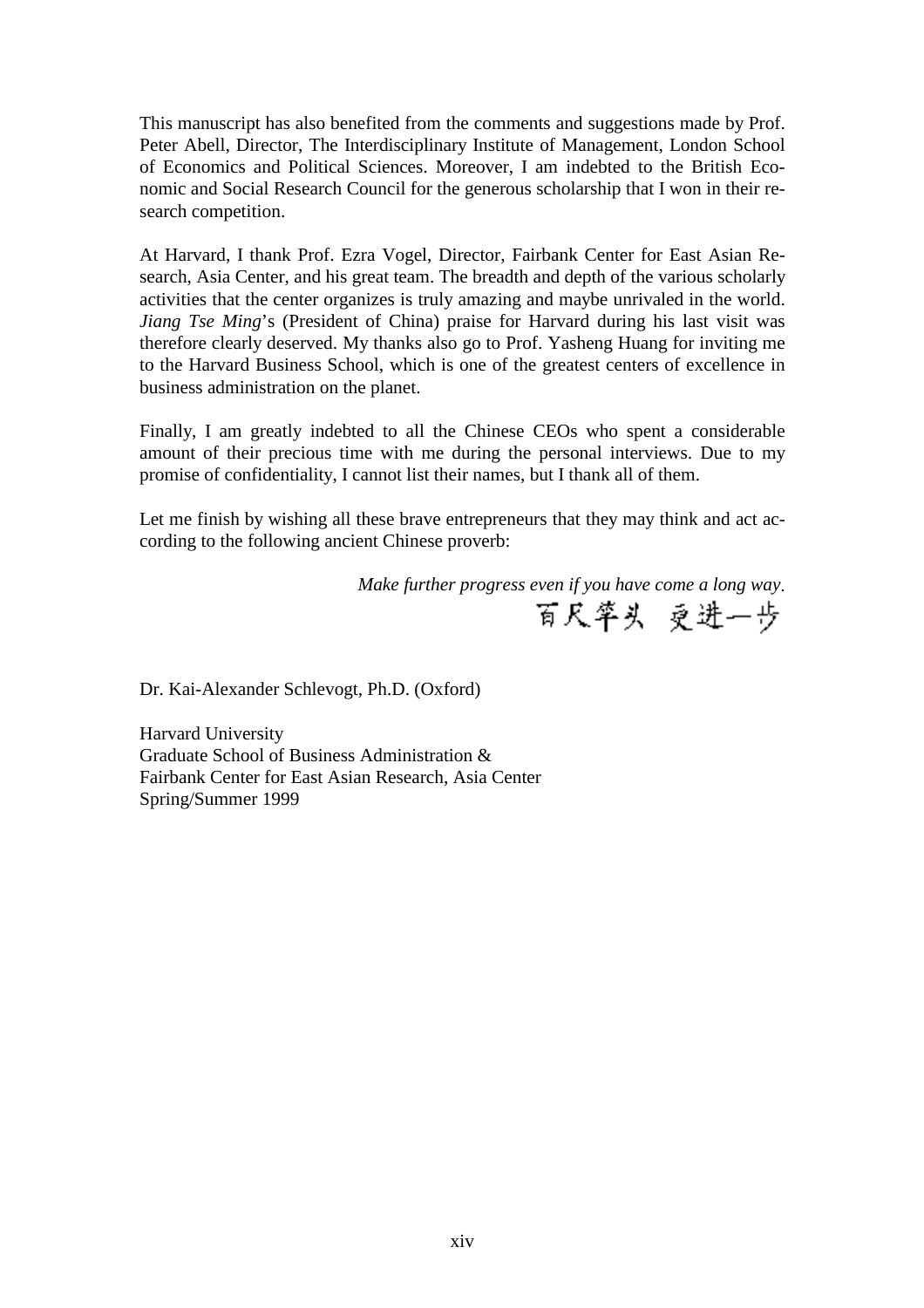This manuscript has also benefited from the comments and suggestions made by Prof. Peter Abell, Director, The Interdisciplinary Institute of Management, London School of Economics and Political Sciences. Moreover, I am indebted to the British Economic and Social Research Council for the generous scholarship that I won in their research competition.

At Harvard, I thank Prof. Ezra Vogel, Director, Fairbank Center for East Asian Research, Asia Center, and his great team. The breadth and depth of the various scholarly activities that the center organizes is truly amazing and maybe unrivaled in the world. *Jiang Tse Ming*'s (President of China) praise for Harvard during his last visit was therefore clearly deserved. My thanks also go to Prof. Yasheng Huang for inviting me to the Harvard Business School, which is one of the greatest centers of excellence in business administration on the planet.

Finally, I am greatly indebted to all the Chinese CEOs who spent a considerable amount of their precious time with me during the personal interviews. Due to my promise of confidentiality, I cannot list their names, but I thank all of them.

Let me finish by wishing all these brave entrepreneurs that they may think and act according to the following ancient Chinese proverb:

*Make further progress even if you have come a long way*.
百尺竿头 更进一步

Dr. Kai-Alexander Schlevogt, Ph.D. (Oxford)

Harvard University
Graduate School of Business Administration &
Fairbank Center for East Asian Research, Asia Center
Spring/Summer 1999